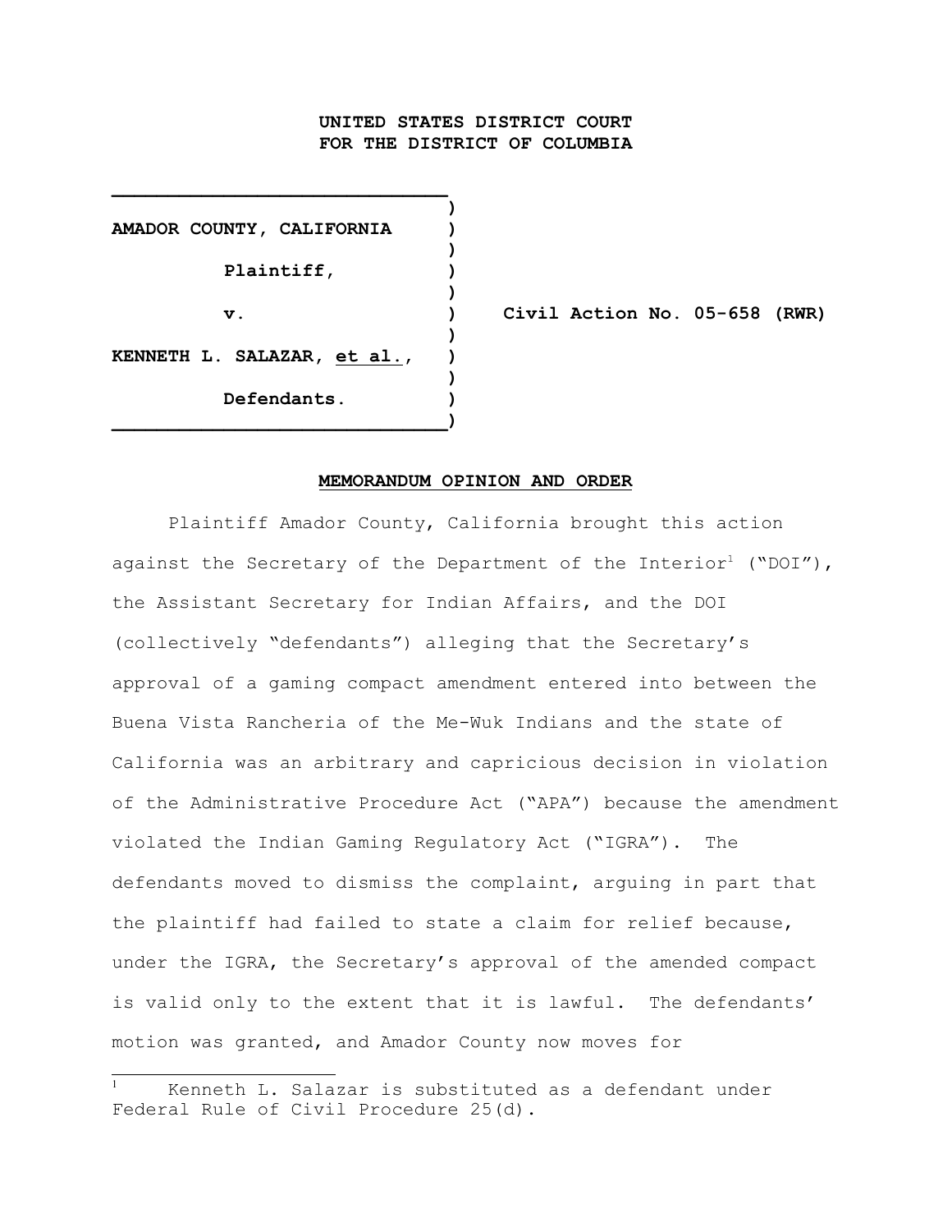**UNITED STATES DISTRICT COURT**
**FOR THE DISTRICT OF COLUMBIA**

| | |
|---|---|
| **AMADOR COUNTY, CALIFORNIA** | |
| **Plaintiff,** | |
| **v.** | **Civil Action No. 05-658 (RWR)** |
| **KENNETH L. SALAZAR, et al.,** | |
| **Defendants.** | |

**MEMORANDUM OPINION AND ORDER**

Plaintiff Amador County, California brought this action against the Secretary of the Department of the Interior[1] ("DOI"), the Assistant Secretary for Indian Affairs, and the DOI (collectively "defendants") alleging that the Secretary's approval of a gaming compact amendment entered into between the Buena Vista Rancheria of the Me-Wuk Indians and the state of California was an arbitrary and capricious decision in violation of the Administrative Procedure Act ("APA") because the amendment violated the Indian Gaming Regulatory Act ("IGRA"). The defendants moved to dismiss the complaint, arguing in part that the plaintiff had failed to state a claim for relief because, under the IGRA, the Secretary's approval of the amended compact is valid only to the extent that it is lawful. The defendants' motion was granted, and Amador County now moves for

[1] Kenneth L. Salazar is substituted as a defendant under Federal Rule of Civil Procedure 25(d).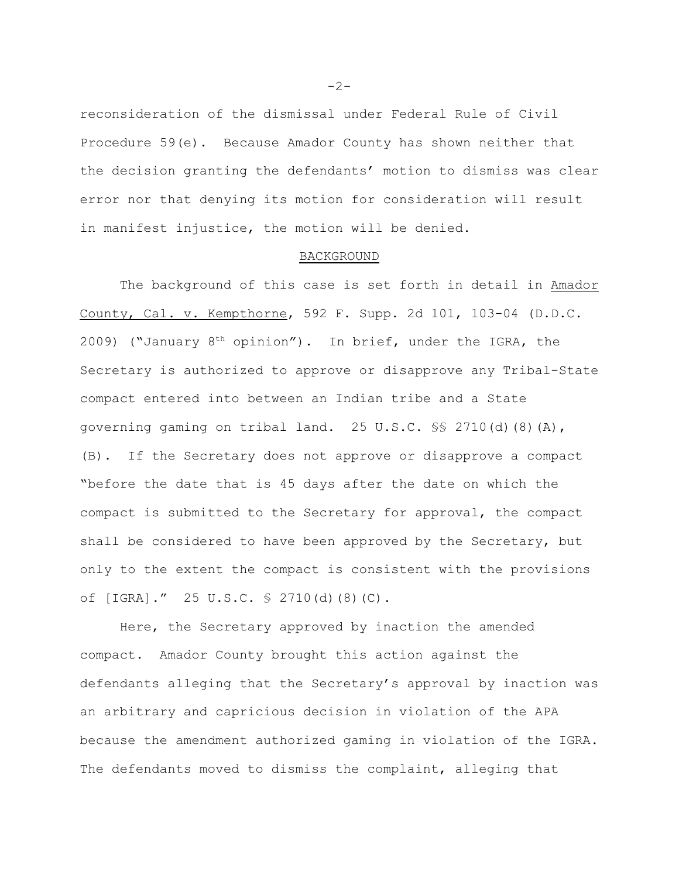reconsideration of the dismissal under Federal Rule of Civil Procedure 59(e). Because Amador County has shown neither that the decision granting the defendants' motion to dismiss was clear error nor that denying its motion for consideration will result in manifest injustice, the motion will be denied.

## BACKGROUND

The background of this case is set forth in detail in Amador County, Cal. v. Kempthorne, 592 F. Supp. 2d 101, 103-04 (D.D.C. 2009) ("January 8th opinion"). In brief, under the IGRA, the Secretary is authorized to approve or disapprove any Tribal-State compact entered into between an Indian tribe and a State governing gaming on tribal land. 25 U.S.C. §§ 2710(d)(8)(A), (B). If the Secretary does not approve or disapprove a compact "before the date that is 45 days after the date on which the compact is submitted to the Secretary for approval, the compact shall be considered to have been approved by the Secretary, but only to the extent the compact is consistent with the provisions of [IGRA]." 25 U.S.C. § 2710(d)(8)(C).

Here, the Secretary approved by inaction the amended compact. Amador County brought this action against the defendants alleging that the Secretary's approval by inaction was an arbitrary and capricious decision in violation of the APA because the amendment authorized gaming in violation of the IGRA. The defendants moved to dismiss the complaint, alleging that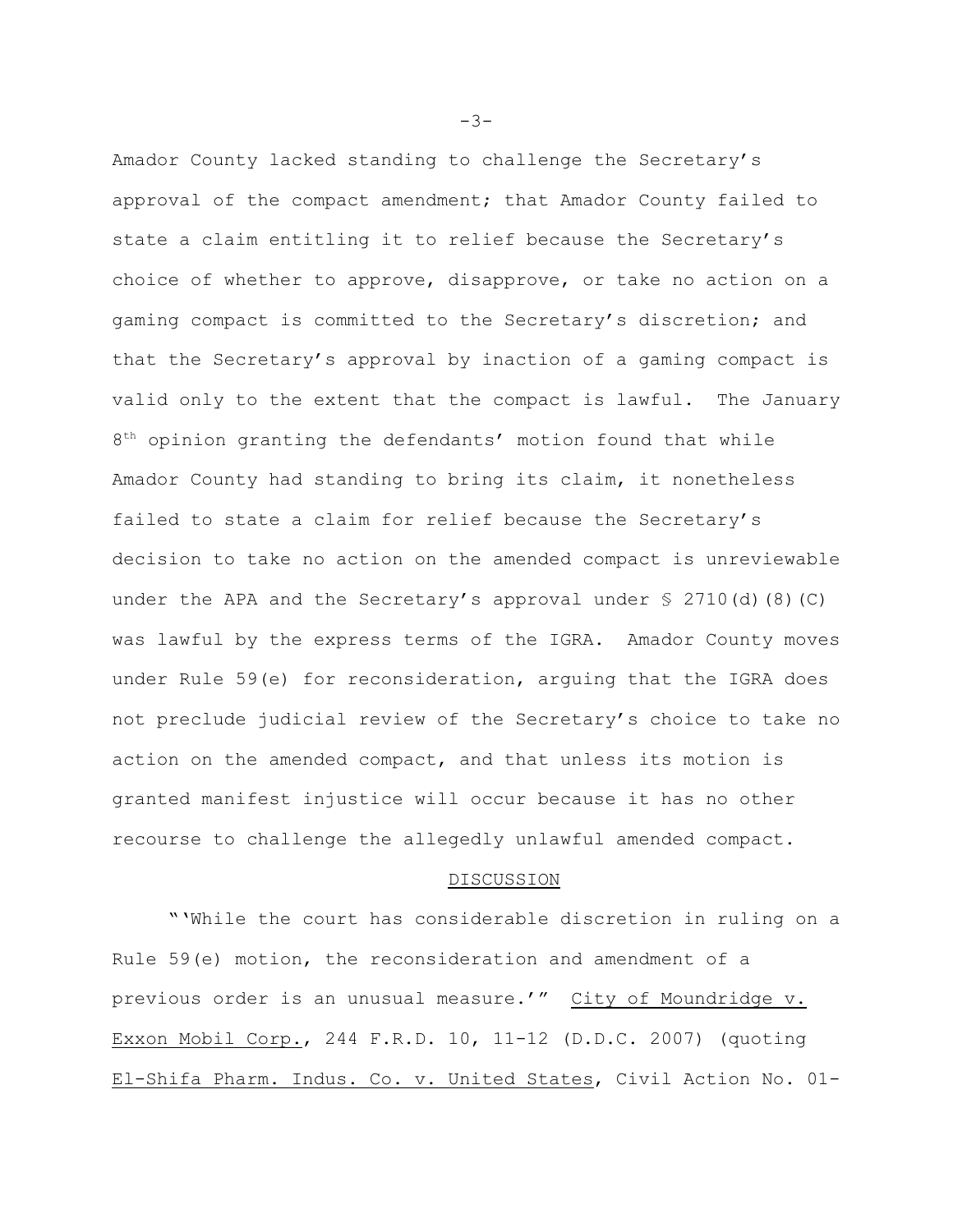Amador County lacked standing to challenge the Secretary's approval of the compact amendment; that Amador County failed to state a claim entitling it to relief because the Secretary's choice of whether to approve, disapprove, or take no action on a gaming compact is committed to the Secretary's discretion; and that the Secretary's approval by inaction of a gaming compact is valid only to the extent that the compact is lawful. The January 8th opinion granting the defendants' motion found that while Amador County had standing to bring its claim, it nonetheless failed to state a claim for relief because the Secretary's decision to take no action on the amended compact is unreviewable under the APA and the Secretary's approval under § 2710(d)(8)(C) was lawful by the express terms of the IGRA. Amador County moves under Rule 59(e) for reconsideration, arguing that the IGRA does not preclude judicial review of the Secretary's choice to take no action on the amended compact, and that unless its motion is granted manifest injustice will occur because it has no other recourse to challenge the allegedly unlawful amended compact.

## DISCUSSION

"'While the court has considerable discretion in ruling on a Rule 59(e) motion, the reconsideration and amendment of a previous order is an unusual measure.'" City of Moundridge v. Exxon Mobil Corp., 244 F.R.D. 10, 11-12 (D.D.C. 2007) (quoting El-Shifa Pharm. Indus. Co. v. United States, Civil Action No. 01-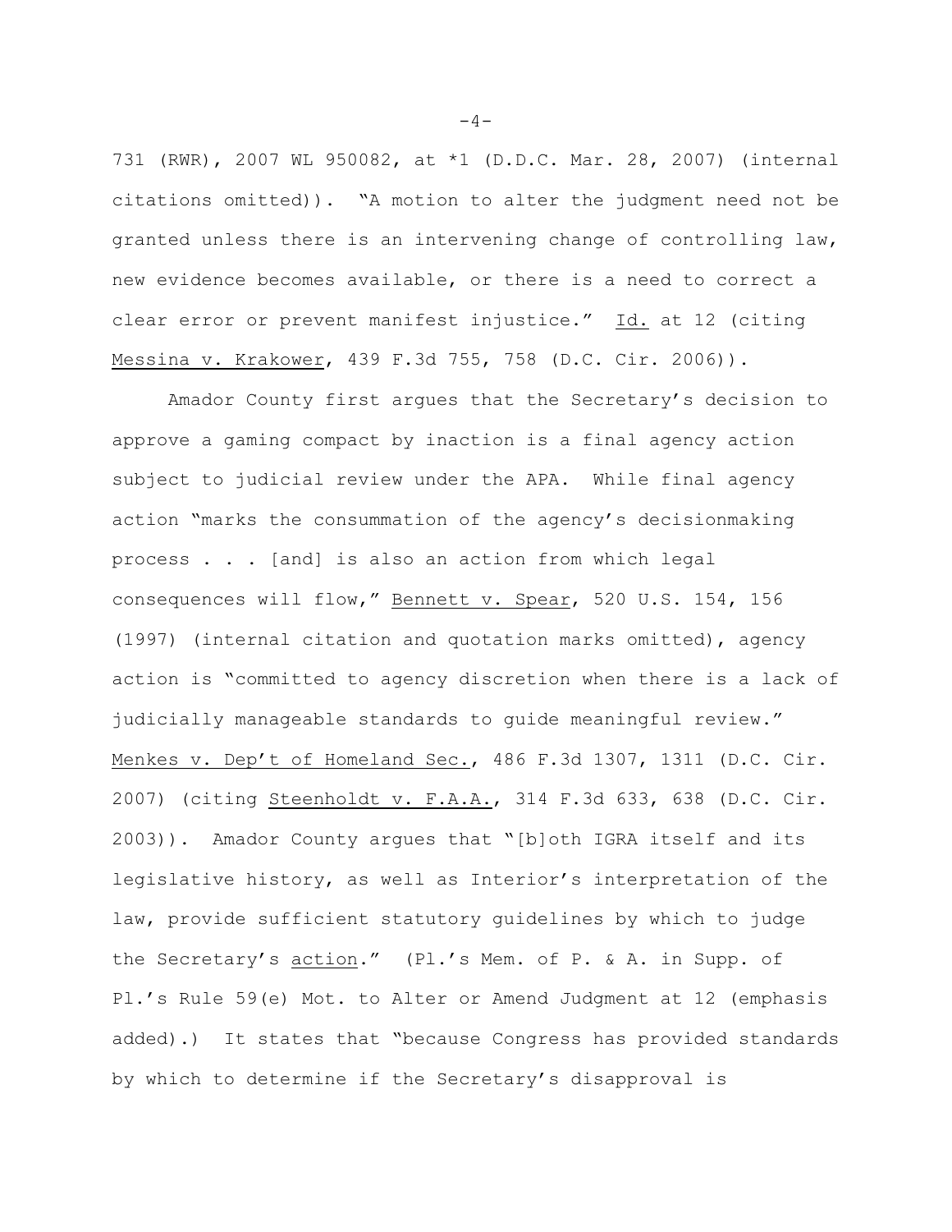731 (RWR), 2007 WL 950082, at *1 (D.D.C. Mar. 28, 2007) (internal citations omitted)). "A motion to alter the judgment need not be granted unless there is an intervening change of controlling law, new evidence becomes available, or there is a need to correct a clear error or prevent manifest injustice." Id. at 12 (citing Messina v. Krakower, 439 F.3d 755, 758 (D.C. Cir. 2006)).

Amador County first argues that the Secretary's decision to approve a gaming compact by inaction is a final agency action subject to judicial review under the APA. While final agency action "marks the consummation of the agency's decisionmaking process . . . [and] is also an action from which legal consequences will flow," Bennett v. Spear, 520 U.S. 154, 156 (1997) (internal citation and quotation marks omitted), agency action is "committed to agency discretion when there is a lack of judicially manageable standards to guide meaningful review." Menkes v. Dep't of Homeland Sec., 486 F.3d 1307, 1311 (D.C. Cir. 2007) (citing Steenholdt v. F.A.A., 314 F.3d 633, 638 (D.C. Cir. 2003)). Amador County argues that "[b]oth IGRA itself and its legislative history, as well as Interior's interpretation of the law, provide sufficient statutory guidelines by which to judge the Secretary's action." (Pl.'s Mem. of P. & A. in Supp. of Pl.'s Rule 59(e) Mot. to Alter or Amend Judgment at 12 (emphasis added).) It states that "because Congress has provided standards by which to determine if the Secretary's disapproval is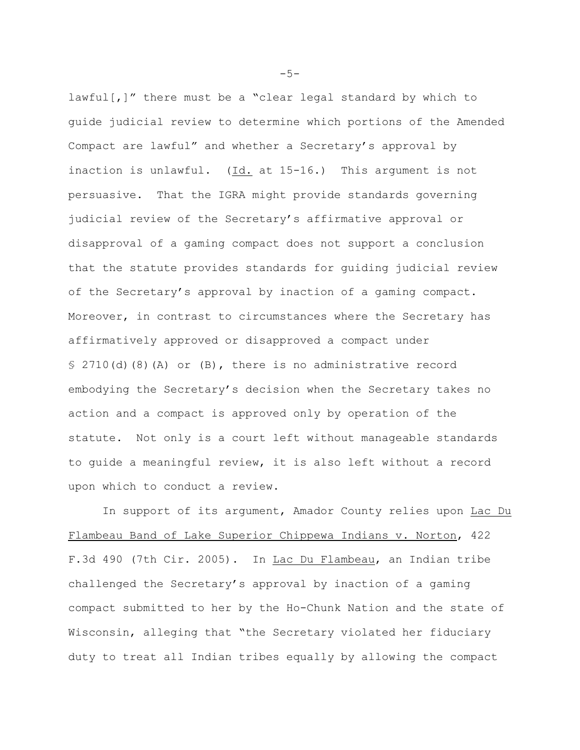lawful[,]" there must be a "clear legal standard by which to guide judicial review to determine which portions of the Amended Compact are lawful" and whether a Secretary's approval by inaction is unlawful. (Id. at 15-16.) This argument is not persuasive. That the IGRA might provide standards governing judicial review of the Secretary's affirmative approval or disapproval of a gaming compact does not support a conclusion that the statute provides standards for guiding judicial review of the Secretary's approval by inaction of a gaming compact. Moreover, in contrast to circumstances where the Secretary has affirmatively approved or disapproved a compact under § 2710(d)(8)(A) or (B), there is no administrative record embodying the Secretary's decision when the Secretary takes no action and a compact is approved only by operation of the statute. Not only is a court left without manageable standards to guide a meaningful review, it is also left without a record upon which to conduct a review.

In support of its argument, Amador County relies upon Lac Du Flambeau Band of Lake Superior Chippewa Indians v. Norton, 422 F.3d 490 (7th Cir. 2005). In Lac Du Flambeau, an Indian tribe challenged the Secretary's approval by inaction of a gaming compact submitted to her by the Ho-Chunk Nation and the state of Wisconsin, alleging that "the Secretary violated her fiduciary duty to treat all Indian tribes equally by allowing the compact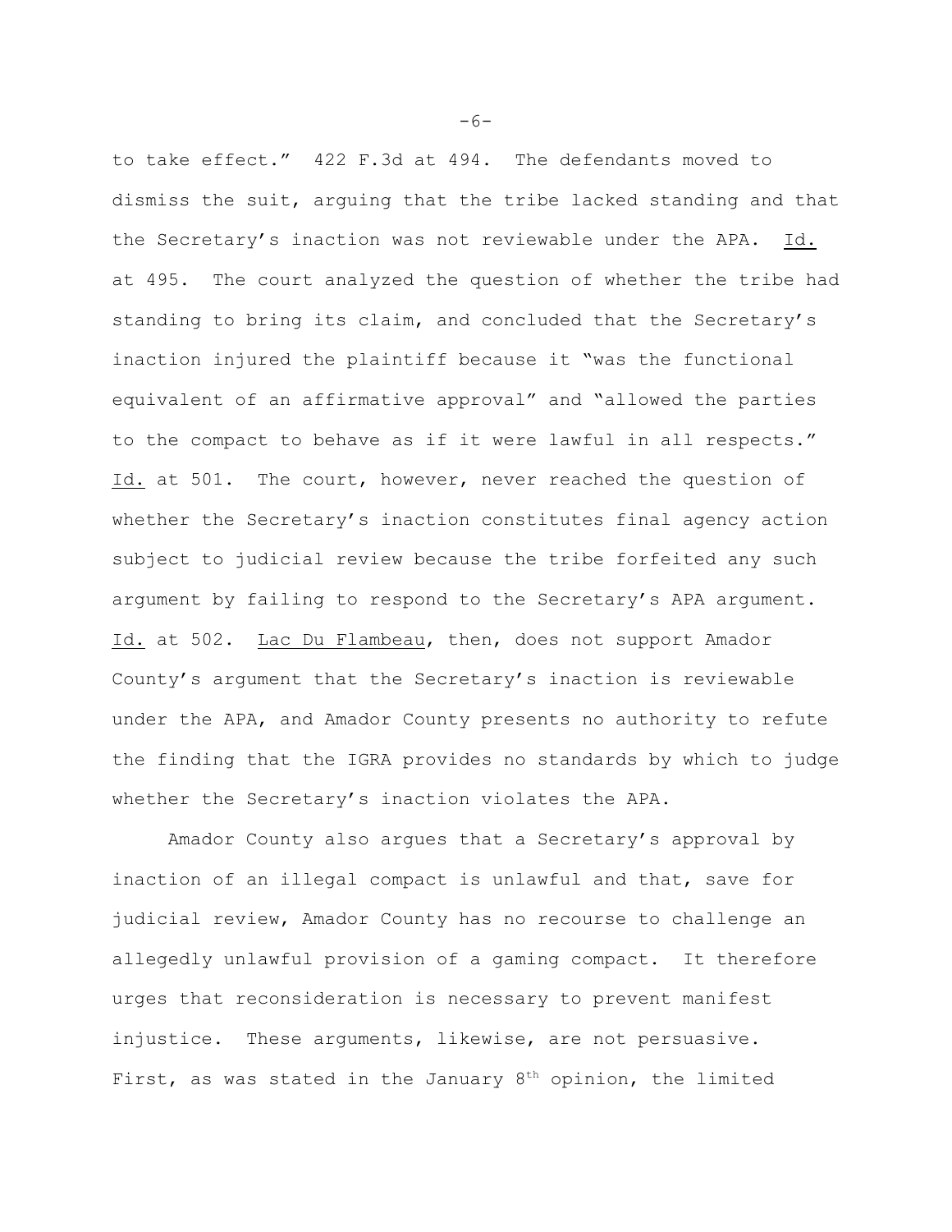to take effect." 422 F.3d at 494. The defendants moved to dismiss the suit, arguing that the tribe lacked standing and that the Secretary's inaction was not reviewable under the APA. Id. at 495. The court analyzed the question of whether the tribe had standing to bring its claim, and concluded that the Secretary's inaction injured the plaintiff because it "was the functional equivalent of an affirmative approval" and "allowed the parties to the compact to behave as if it were lawful in all respects." Id. at 501. The court, however, never reached the question of whether the Secretary's inaction constitutes final agency action subject to judicial review because the tribe forfeited any such argument by failing to respond to the Secretary's APA argument. Id. at 502. Lac Du Flambeau, then, does not support Amador County's argument that the Secretary's inaction is reviewable under the APA, and Amador County presents no authority to refute the finding that the IGRA provides no standards by which to judge whether the Secretary's inaction violates the APA.

Amador County also argues that a Secretary's approval by inaction of an illegal compact is unlawful and that, save for judicial review, Amador County has no recourse to challenge an allegedly unlawful provision of a gaming compact. It therefore urges that reconsideration is necessary to prevent manifest injustice. These arguments, likewise, are not persuasive. First, as was stated in the January 8th opinion, the limited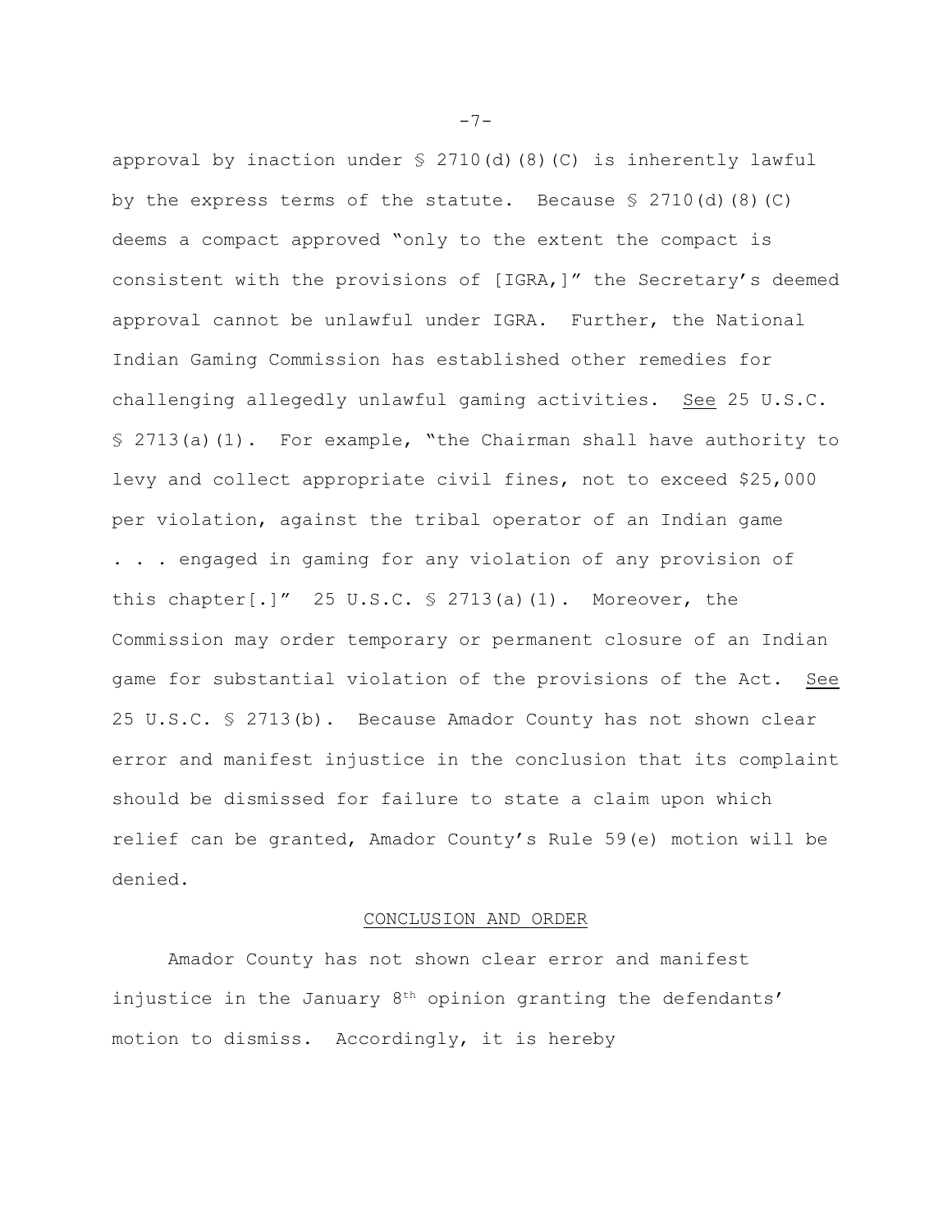approval by inaction under § 2710(d)(8)(C) is inherently lawful by the express terms of the statute. Because § 2710(d)(8)(C) deems a compact approved "only to the extent the compact is consistent with the provisions of [IGRA,]" the Secretary's deemed approval cannot be unlawful under IGRA. Further, the National Indian Gaming Commission has established other remedies for challenging allegedly unlawful gaming activities. See 25 U.S.C. § 2713(a)(1). For example, "the Chairman shall have authority to levy and collect appropriate civil fines, not to exceed $25,000 per violation, against the tribal operator of an Indian game . . . engaged in gaming for any violation of any provision of this chapter[.]" 25 U.S.C. § 2713(a)(1). Moreover, the Commission may order temporary or permanent closure of an Indian game for substantial violation of the provisions of the Act. See 25 U.S.C. § 2713(b). Because Amador County has not shown clear error and manifest injustice in the conclusion that its complaint should be dismissed for failure to state a claim upon which relief can be granted, Amador County's Rule 59(e) motion will be denied.

## CONCLUSION AND ORDER

Amador County has not shown clear error and manifest injustice in the January 8th opinion granting the defendants' motion to dismiss. Accordingly, it is hereby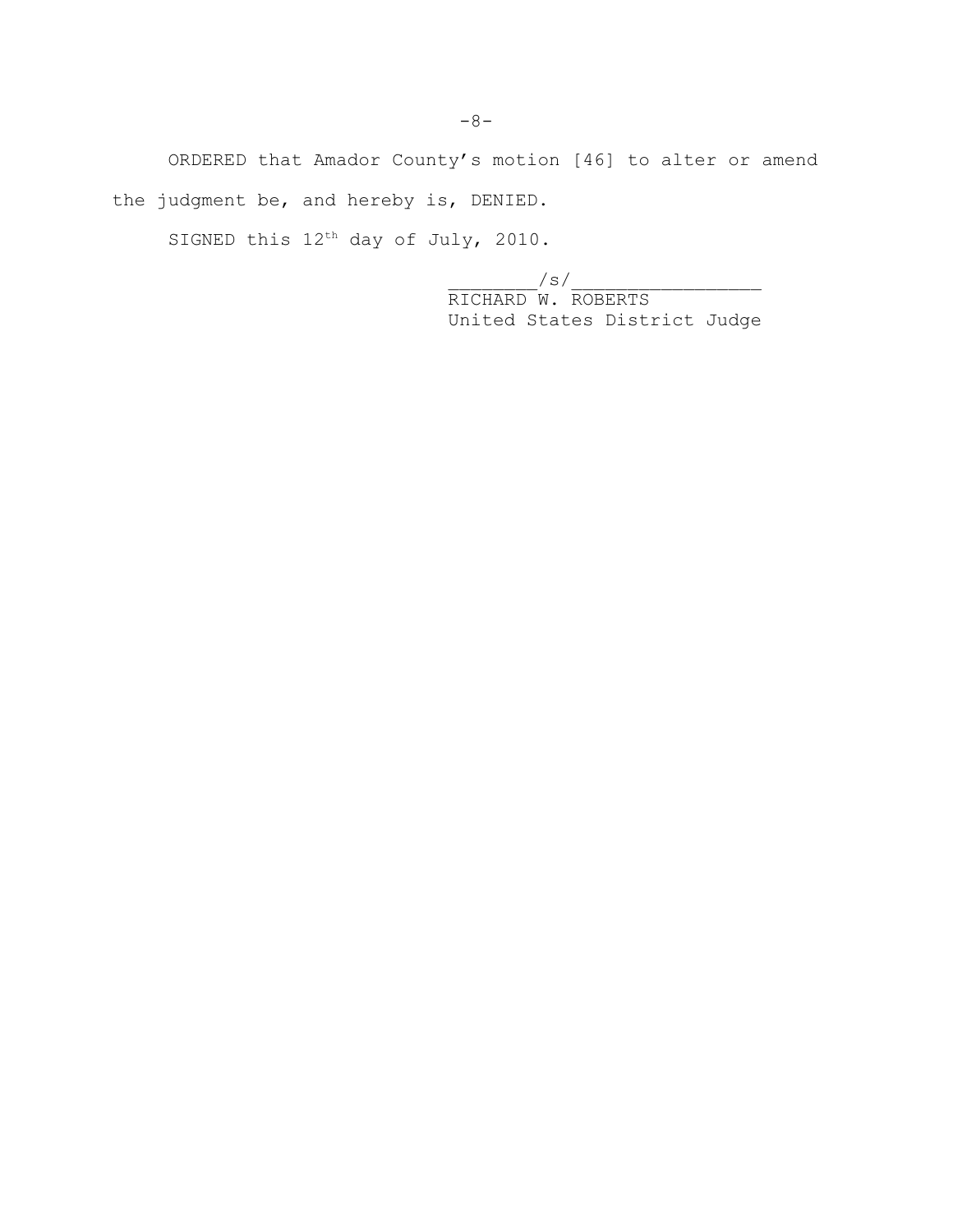ORDERED that Amador County's motion [46] to alter or amend the judgment be, and hereby is, DENIED.

SIGNED this 12th day of July, 2010.

________/s/________________
RICHARD W. ROBERTS
United States District Judge